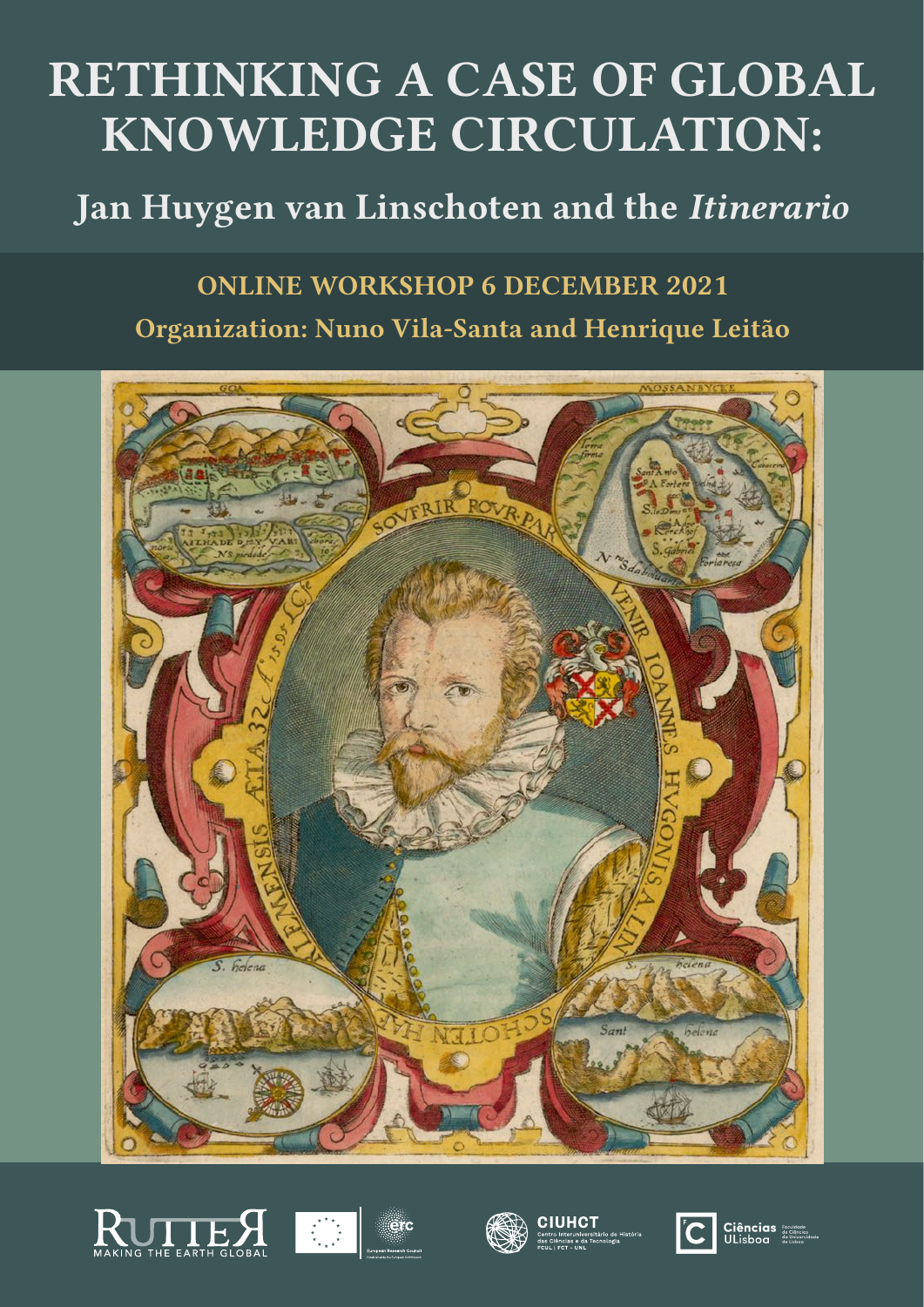# RETHINKING A CASE OF GLOBAL KNOWLEDGE CIRCULATION:

## Jan Huygen van Linschoten and the *Itinerario*

**ONLINE WORKSHOP 6 DECEMBER 2021**

**Organization: Nuno Vila-Santa and Henrique Leitão**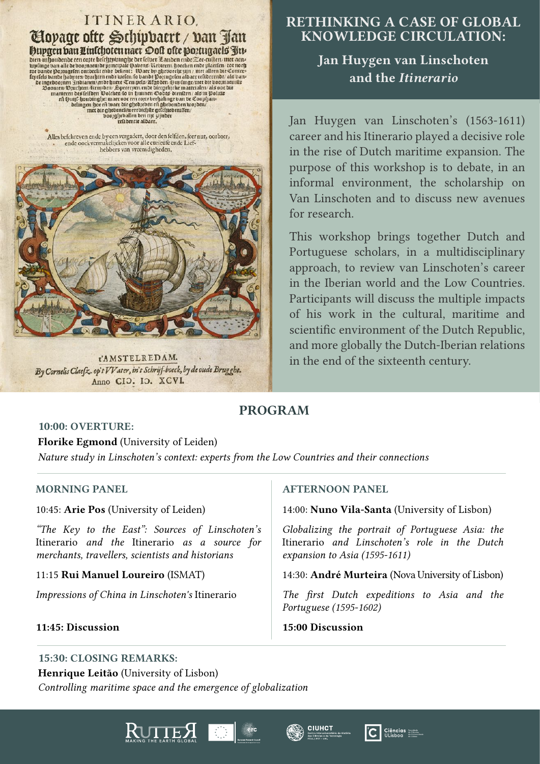# RETHINKING A CASE OF GLOBAL KNOWLEDGE CIRCULATION:

## Jan Huygen van Linschoten and the *Itinerario*

Jan Huygen van Linschoten's (1563-1611) career and his Itinerario played a decisive role in the rise of Dutch maritime expansion. The purpose of this workshop is to debate, in an informal environment, the scholarship on Van Linschoten and to discuss new avenues for research.

This workshop brings together Dutch and Portuguese scholars, in a multidisciplinary approach, to review van Linschoten's career in the Iberian world and the Low Countries. Participants will discuss the multiple impacts of his work in the cultural, maritime and scientific environment of the Dutch Republic, and more globally the Dutch-Iberian relations in the end of the sixteenth century.

ITINERARIO. Voyage ofte Schipvaert / van Jan Huygen van Linschoten naer Oost ofte Portugaels Indien inhoudende een corte beschryvinghe der selver Landen ende Zee-custen / met aenwysinge van alle de voornaemde principale Havens / Revieren / hoecken ende plaetsen / tot noch toe vande Portugesen ontdeckt ende bekent: Waer by ghevoecht zijn / niet alleen die Conterfeytsels vande habyten / drachten ende wesen / so vande Portugesen aldaer residerende / als vande ingeboornen Indianen / ende huere Tempels / Afgoden / Huysinge / met die voornaemste Boomen / Vruchten / Kruyden / Speceryen / ende diergelijcke materialen / als oock die manieren des selfden Volckes / so in hunnen Godts-diensten / als in Politie en Huys-houdinghe: maer oock een corte verhalinge van de Coophandelingen / hoe en waer die ghedreven en ghevonden worden / met die ghedenckweerdichste geschiedenissen / voorghevallen den tijt zijnder residentie aldaer.

Alles beschreven ende by een vergadert, door den selfden, seer nut, oorbaer, ende oock vermakelijcken voor alle curieuse ende Liefhebbers van vreemdigheden.

t'AMSTELREDAM.
By Cornelis Claesz. op't VVater, in't Schrijf-boeck, by de oude Brugghe.
Anno CIↃ. IↃ. XCVI.

## PROGRAM

**10:00: OVERTURE:**

**Florike Egmond** (University of Leiden)
*Nature study in Linschoten's context: experts from the Low Countries and their connections*

### MORNING PANEL

10:45: **Arie Pos** (University of Leiden)

*"The Key to the East": Sources of Linschoten's* Itinerario *and the* Itinerario *as a source for merchants, travellers, scientists and historians*

11:15 **Rui Manuel Loureiro** (ISMAT)

*Impressions of China in Linschoten's* Itinerario

**11:45: Discussion**

### AFTERNOON PANEL

14:00: **Nuno Vila-Santa** (University of Lisbon)

*Globalizing the portrait of Portuguese Asia: the* Itinerario *and Linschoten's role in the Dutch expansion to Asia (1595-1611)*

14:30: **André Murteira** (Nova University of Lisbon)

*The first Dutch expeditions to Asia and the Portuguese (1595-1602)*

**15:00 Discussion**

**15:30: CLOSING REMARKS:**

**Henrique Leitão** (University of Lisbon)
*Controlling maritime space and the emergence of globalization*

RUTTER MAKING THE EARTH GLOBAL | erc European Research Council | CIUHCT | Ciências ULisboa